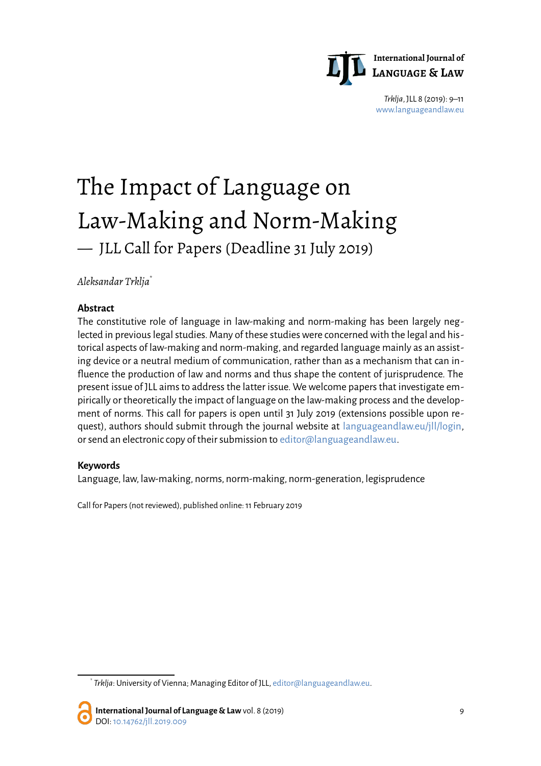# The Impact of Language on Law-Making and Norm-Making

## — JLL Call for Papers (Deadline 31 July 2019)

*Aleksandar Trklja*[*]

### Abstract

The constitutive role of language in law-making and norm-making has been largely neglected in previous legal studies. Many of these studies were concerned with the legal and historical aspects of law-making and norm-making, and regarded language mainly as an assisting device or a neutral medium of communication, rather than as a mechanism that can influence the production of law and norms and thus shape the content of jurisprudence. The present issue of JLL aims to address the latter issue. We welcome papers that investigate empirically or theoretically the impact of language on the law-making process and the development of norms. This call for papers is open until 31 July 2019 (extensions possible upon request), authors should submit through the journal website at languageandlaw.eu/jll/login, or send an electronic copy of their submission to editor@languageandlaw.eu.

### Keywords

Language, law, law-making, norms, norm-making, norm-generation, legisprudence

Call for Papers (not reviewed), published online: 11 February 2019

---

[*] *Trklja*: University of Vienna; Managing Editor of JLL, editor@languageandlaw.eu.

**International Journal of Language & Law** vol. 8 (2019)
DOI: 10.14762/jll.2019.009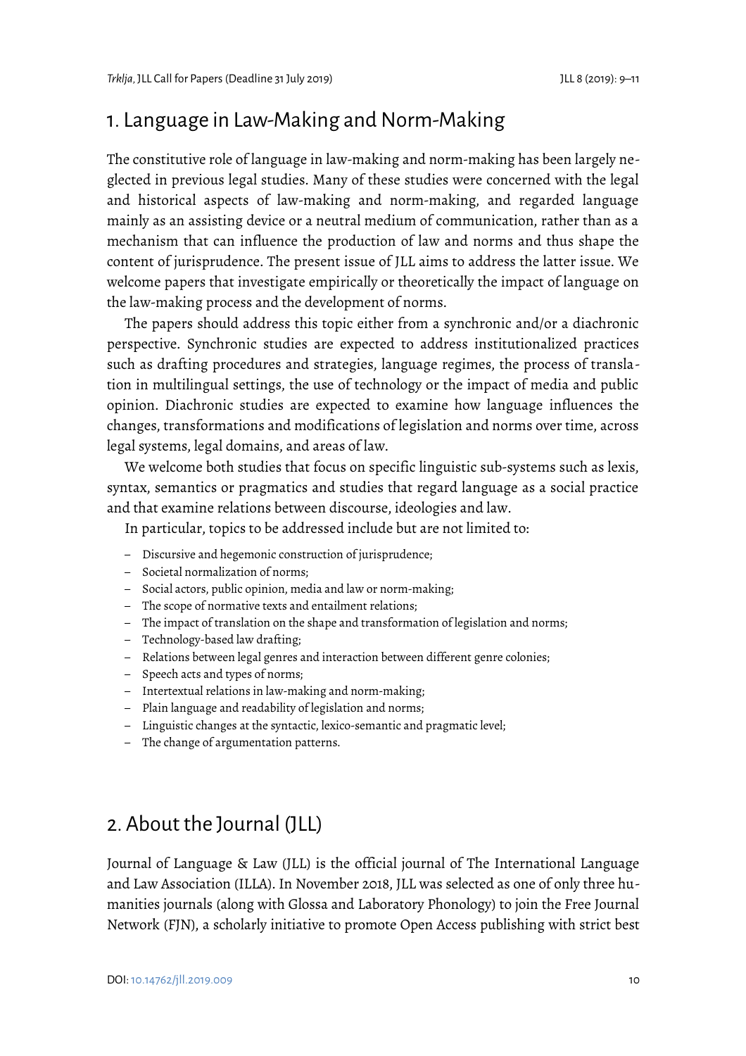## 1. Language in Law-Making and Norm-Making

The constitutive role of language in law-making and norm-making has been largely neglected in previous legal studies. Many of these studies were concerned with the legal and historical aspects of law-making and norm-making, and regarded language mainly as an assisting device or a neutral medium of communication, rather than as a mechanism that can influence the production of law and norms and thus shape the content of jurisprudence. The present issue of JLL aims to address the latter issue. We welcome papers that investigate empirically or theoretically the impact of language on the law-making process and the development of norms.

The papers should address this topic either from a synchronic and/or a diachronic perspective. Synchronic studies are expected to address institutionalized practices such as drafting procedures and strategies, language regimes, the process of translation in multilingual settings, the use of technology or the impact of media and public opinion. Diachronic studies are expected to examine how language influences the changes, transformations and modifications of legislation and norms over time, across legal systems, legal domains, and areas of law.

We welcome both studies that focus on specific linguistic sub-systems such as lexis, syntax, semantics or pragmatics and studies that regard language as a social practice and that examine relations between discourse, ideologies and law.

In particular, topics to be addressed include but are not limited to:

- Discursive and hegemonic construction of jurisprudence;
- Societal normalization of norms;
- Social actors, public opinion, media and law or norm-making;
- The scope of normative texts and entailment relations;
- The impact of translation on the shape and transformation of legislation and norms;
- Technology-based law drafting;
- Relations between legal genres and interaction between different genre colonies;
- Speech acts and types of norms;
- Intertextual relations in law-making and norm-making;
- Plain language and readability of legislation and norms;
- Linguistic changes at the syntactic, lexico-semantic and pragmatic level;
- The change of argumentation patterns.

## 2. About the Journal (JLL)

Journal of Language & Law (JLL) is the official journal of The International Language and Law Association (ILLA). In November 2018, JLL was selected as one of only three humanities journals (along with Glossa and Laboratory Phonology) to join the Free Journal Network (FJN), a scholarly initiative to promote Open Access publishing with strict best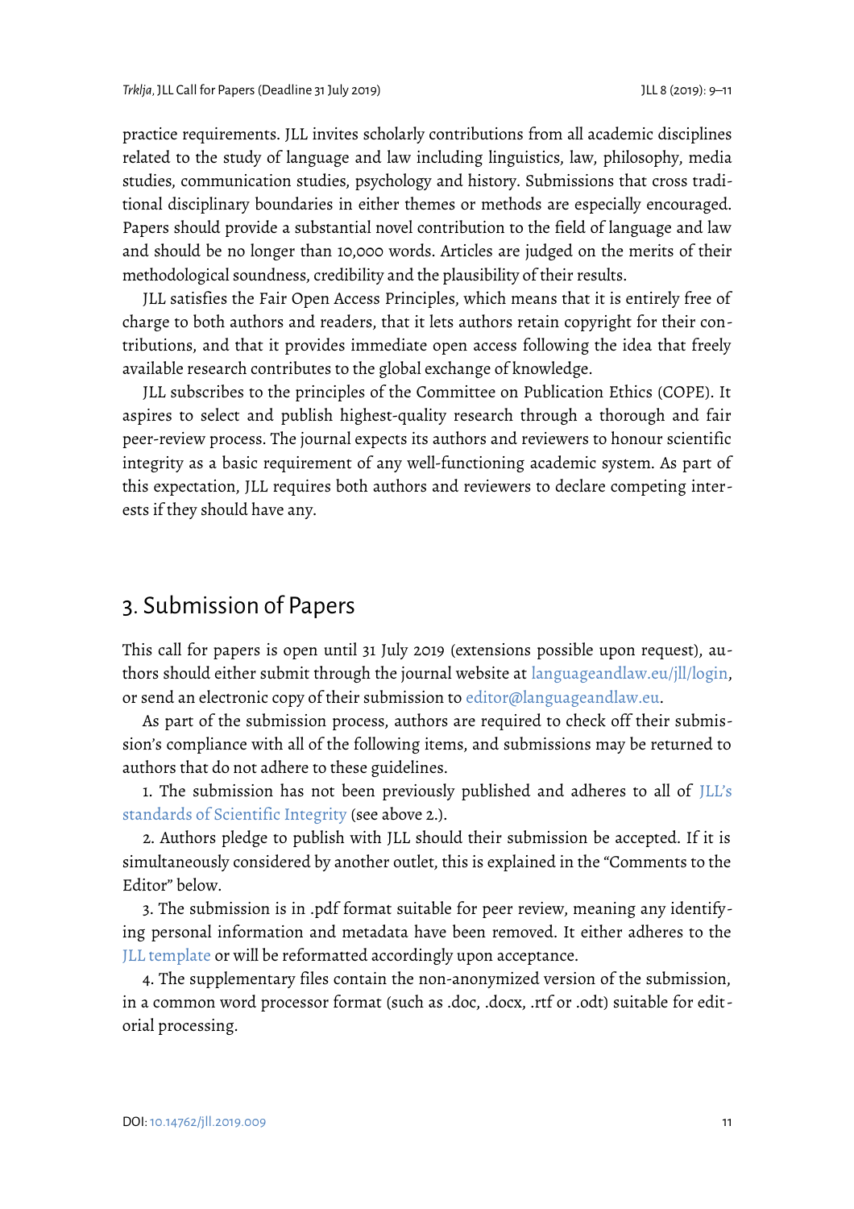practice requirements. JLL invites scholarly contributions from all academic disciplines related to the study of language and law including linguistics, law, philosophy, media studies, communication studies, psychology and history. Submissions that cross traditional disciplinary boundaries in either themes or methods are especially encouraged. Papers should provide a substantial novel contribution to the field of language and law and should be no longer than 10,000 words. Articles are judged on the merits of their methodological soundness, credibility and the plausibility of their results.

JLL satisfies the Fair Open Access Principles, which means that it is entirely free of charge to both authors and readers, that it lets authors retain copyright for their contributions, and that it provides immediate open access following the idea that freely available research contributes to the global exchange of knowledge.

JLL subscribes to the principles of the Committee on Publication Ethics (COPE). It aspires to select and publish highest-quality research through a thorough and fair peer-review process. The journal expects its authors and reviewers to honour scientific integrity as a basic requirement of any well-functioning academic system. As part of this expectation, JLL requires both authors and reviewers to declare competing interests if they should have any.

## 3. Submission of Papers

This call for papers is open until 31 July 2019 (extensions possible upon request), authors should either submit through the journal website at languageandlaw.eu/jll/login, or send an electronic copy of their submission to editor@languageandlaw.eu.

As part of the submission process, authors are required to check off their submission's compliance with all of the following items, and submissions may be returned to authors that do not adhere to these guidelines.

1. The submission has not been previously published and adheres to all of JLL's standards of Scientific Integrity (see above 2.).

2. Authors pledge to publish with JLL should their submission be accepted. If it is simultaneously considered by another outlet, this is explained in the "Comments to the Editor" below.

3. The submission is in .pdf format suitable for peer review, meaning any identifying personal information and metadata have been removed. It either adheres to the JLL template or will be reformatted accordingly upon acceptance.

4. The supplementary files contain the non-anonymized version of the submission, in a common word processor format (such as .doc, .docx, .rtf or .odt) suitable for editorial processing.